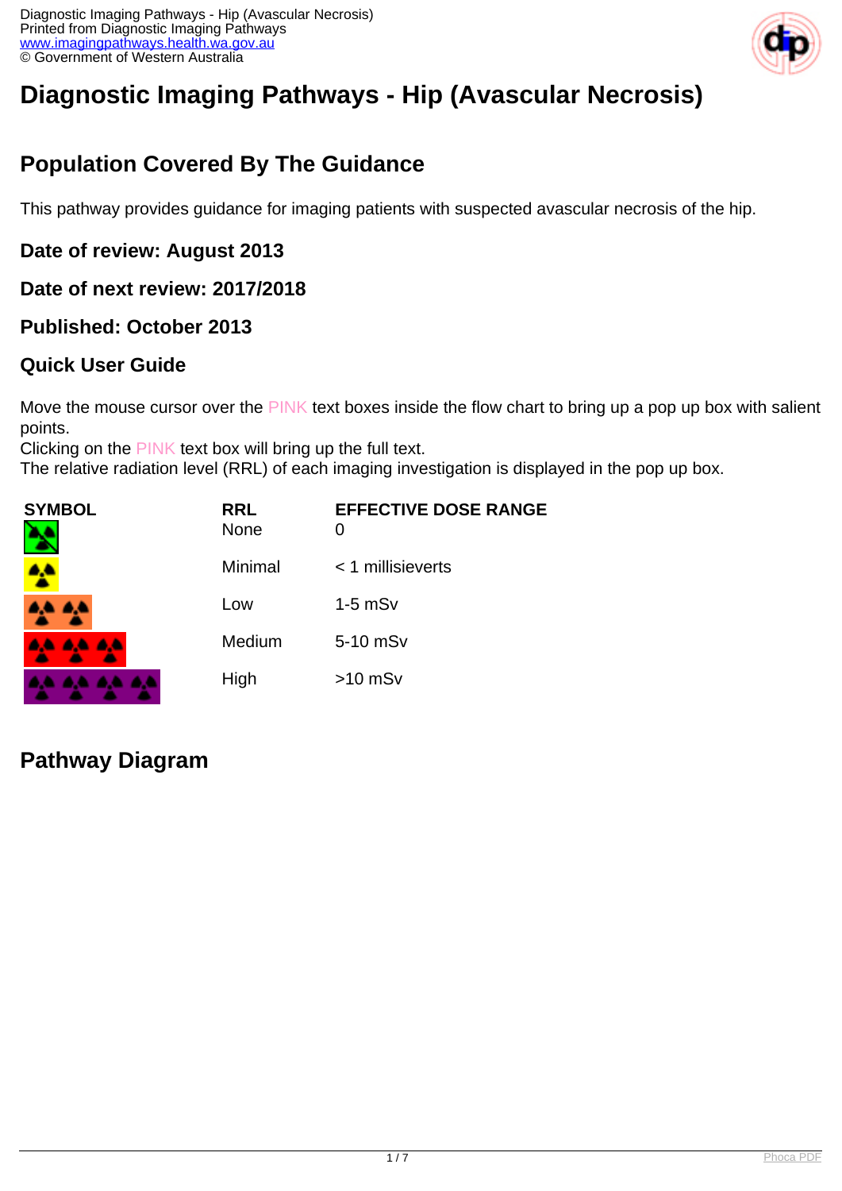# Diagnostic Imaging Pathways - Hip (Avascular Necrosis)

## Population Covered By The Guidance

This pathway provides guidance for imaging patients with suspected avascular necrosis of the hip.

### Date of review: August 2013

### Date of next review: 2017/2018

### Published: October 2013

### Quick User Guide

Move the mouse cursor over the PINK text boxes inside the flow chart to bring up a pop up box with salient points.
Clicking on the PINK text box will bring up the full text.
The relative radiation level (RRL) of each imaging investigation is displayed in the pop up box.

| SYMBOL | RRL | EFFECTIVE DOSE RANGE |
| --- | --- | --- |
| | None | 0 |
| | Minimal | < 1 millisieverts |
| | Low | 1-5 mSv |
| | Medium | 5-10 mSv |
| | High | >10 mSv |

## Pathway Diagram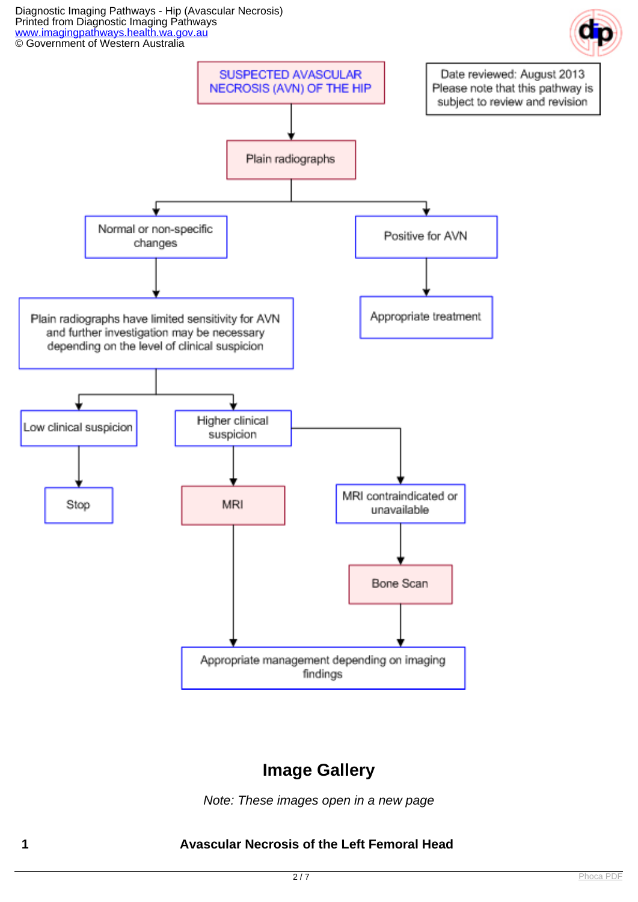**SUSPECTED AVASCULAR NECROSIS (AVN) OF THE HIP**

Date reviewed: August 2013
Please note that this pathway is subject to review and revision

- **Plain radiographs**
  - Normal or non-specific changes
    - Plain radiographs have limited sensitivity for AVN and further investigation may be necessary depending on the level of clinical suspicion
      - Low clinical suspicion
        - Stop
      - Higher clinical suspicion
        - **MRI**
          - Appropriate management depending on imaging findings
        - MRI contraindicated or unavailable
          - **Bone Scan**
            - Appropriate management depending on imaging findings
  - Positive for AVN
    - Appropriate treatment

## Image Gallery

*Note: These images open in a new page*

**1** **Avascular Necrosis of the Left Femoral Head**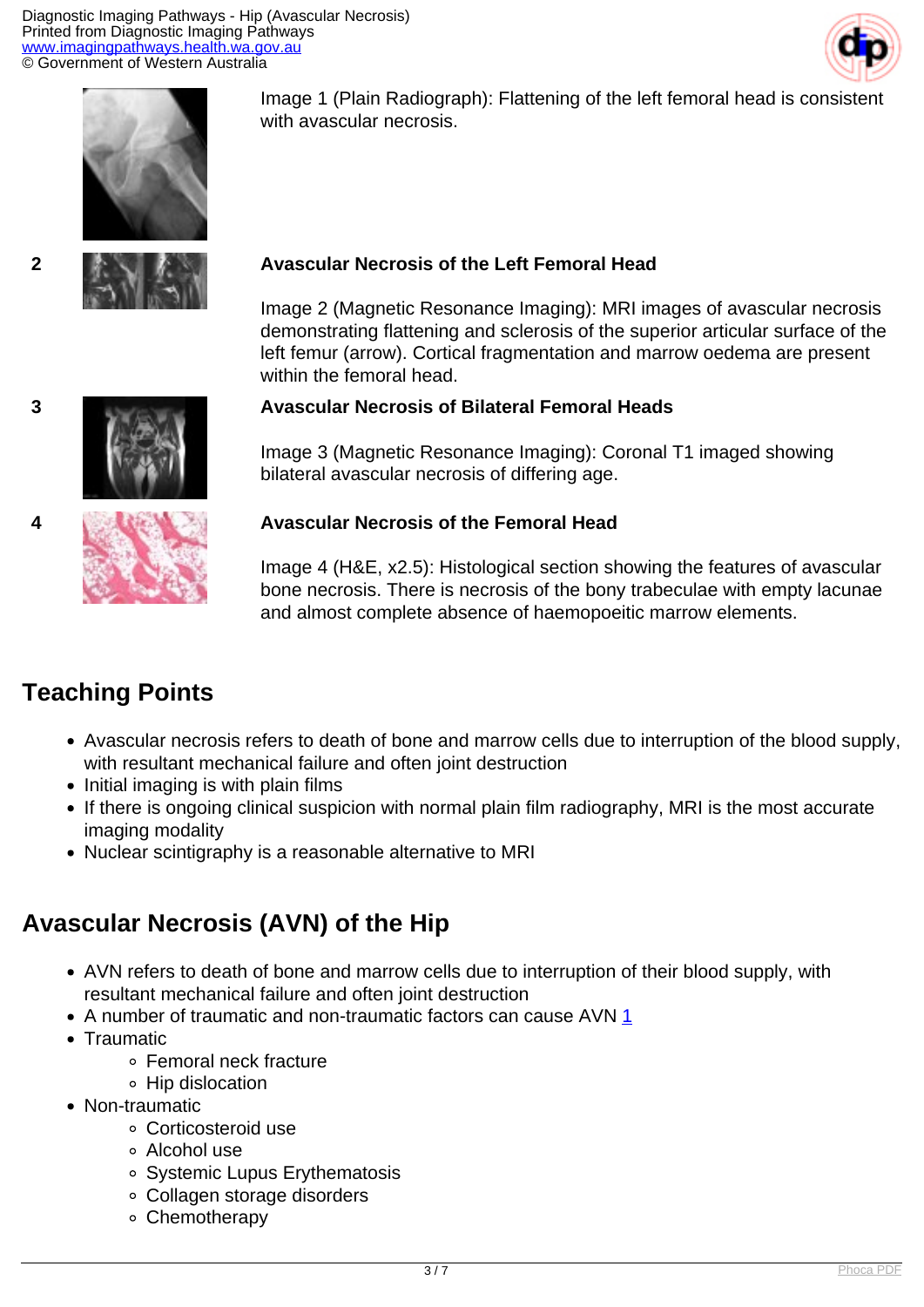Image 1 (Plain Radiograph): Flattening of the left femoral head is consistent with avascular necrosis.

2

**Avascular Necrosis of the Left Femoral Head**

Image 2 (Magnetic Resonance Imaging): MRI images of avascular necrosis demonstrating flattening and sclerosis of the superior articular surface of the left femur (arrow). Cortical fragmentation and marrow oedema are present within the femoral head.

3

**Avascular Necrosis of Bilateral Femoral Heads**

Image 3 (Magnetic Resonance Imaging): Coronal T1 imaged showing bilateral avascular necrosis of differing age.

4

**Avascular Necrosis of the Femoral Head**

Image 4 (H&E, x2.5): Histological section showing the features of avascular bone necrosis. There is necrosis of the bony trabeculae with empty lacunae and almost complete absence of haemopoeitic marrow elements.

## Teaching Points

- Avascular necrosis refers to death of bone and marrow cells due to interruption of the blood supply, with resultant mechanical failure and often joint destruction
- Initial imaging is with plain films
- If there is ongoing clinical suspicion with normal plain film radiography, MRI is the most accurate imaging modality
- Nuclear scintigraphy is a reasonable alternative to MRI

## Avascular Necrosis (AVN) of the Hip

- AVN refers to death of bone and marrow cells due to interruption of their blood supply, with resultant mechanical failure and often joint destruction
- A number of traumatic and non-traumatic factors can cause AVN [1]
- Traumatic
    - Femoral neck fracture
    - Hip dislocation
- Non-traumatic
    - Corticosteroid use
    - Alcohol use
    - Systemic Lupus Erythematosis
    - Collagen storage disorders
    - Chemotherapy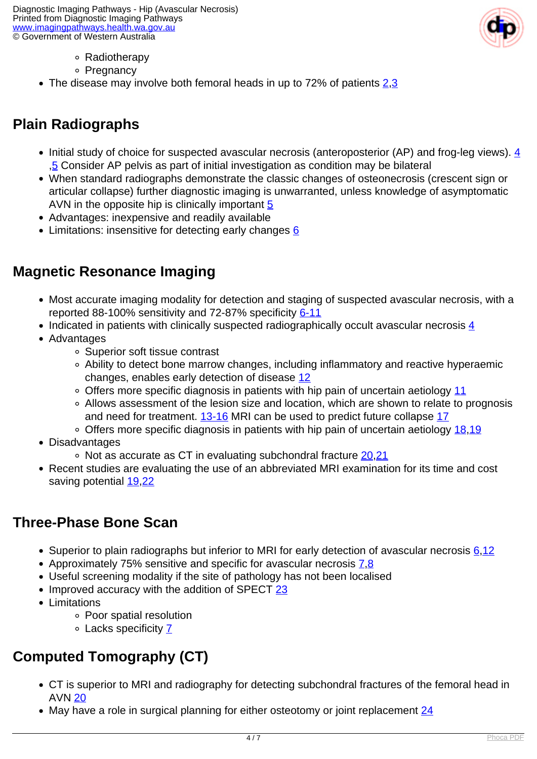- Radiotherapy
    - Pregnancy
- The disease may involve both femoral heads in up to 72% of patients [2,3]

## Plain Radiographs

- Initial study of choice for suspected avascular necrosis (anteroposterior (AP) and frog-leg views). [4,5] Consider AP pelvis as part of initial investigation as condition may be bilateral
- When standard radiographs demonstrate the classic changes of osteonecrosis (crescent sign or articular collapse) further diagnostic imaging is unwarranted, unless knowledge of asymptomatic AVN in the opposite hip is clinically important [5]
- Advantages: inexpensive and readily available
- Limitations: insensitive for detecting early changes [6]

## Magnetic Resonance Imaging

- Most accurate imaging modality for detection and staging of suspected avascular necrosis, with a reported 88-100% sensitivity and 72-87% specificity [6-11]
- Indicated in patients with clinically suspected radiographically occult avascular necrosis [4]
- Advantages
    - Superior soft tissue contrast
    - Ability to detect bone marrow changes, including inflammatory and reactive hyperaemic changes, enables early detection of disease [12]
    - Offers more specific diagnosis in patients with hip pain of uncertain aetiology [11]
    - Allows assessment of the lesion size and location, which are shown to relate to prognosis and need for treatment. [13-16] MRI can be used to predict future collapse [17]
    - Offers more specific diagnosis in patients with hip pain of uncertain aetiology [18,19]
- Disadvantages
    - Not as accurate as CT in evaluating subchondral fracture [20,21]
- Recent studies are evaluating the use of an abbreviated MRI examination for its time and cost saving potential [19,22]

## Three-Phase Bone Scan

- Superior to plain radiographs but inferior to MRI for early detection of avascular necrosis [6,12]
- Approximately 75% sensitive and specific for avascular necrosis [7,8]
- Useful screening modality if the site of pathology has not been localised
- Improved accuracy with the addition of SPECT [23]
- Limitations
    - Poor spatial resolution
    - Lacks specificity [7]

## Computed Tomography (CT)

- CT is superior to MRI and radiography for detecting subchondral fractures of the femoral head in AVN [20]
- May have a role in surgical planning for either osteotomy or joint replacement [24]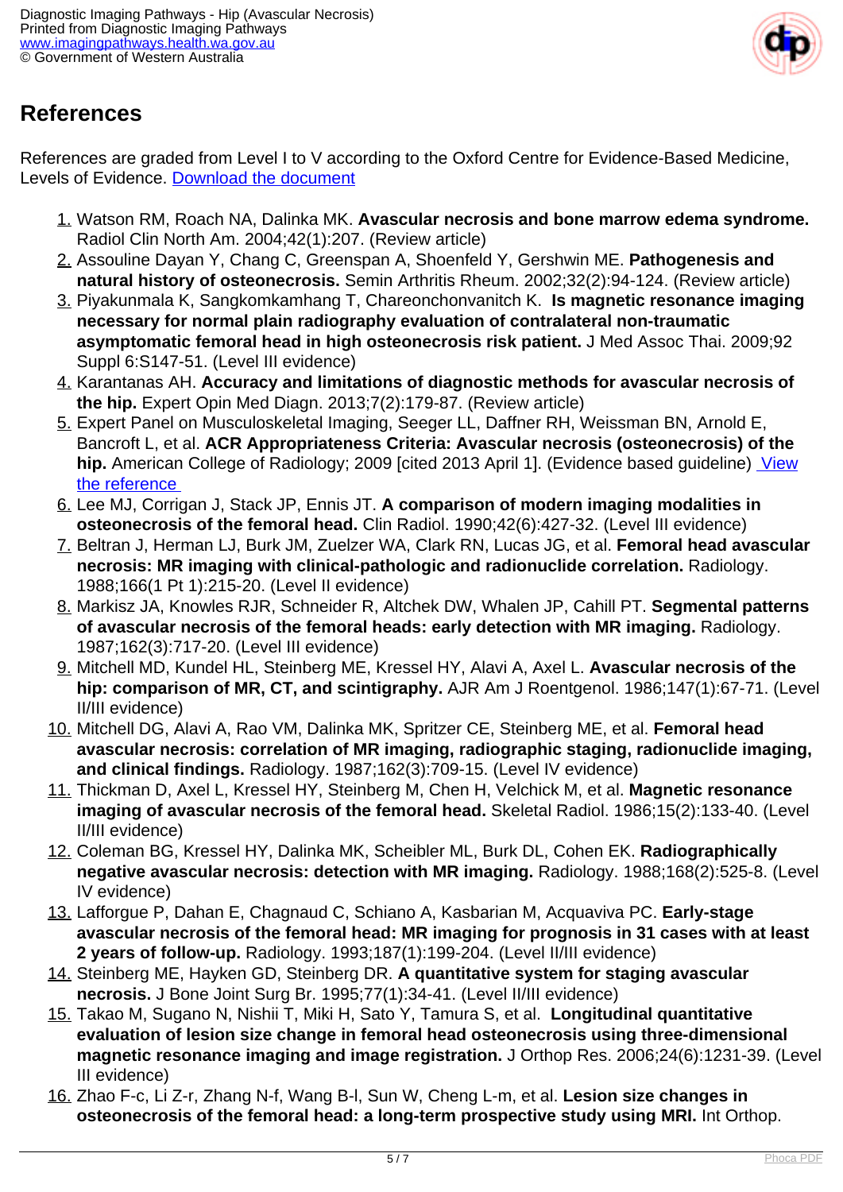## References

References are graded from Level I to V according to the Oxford Centre for Evidence-Based Medicine, Levels of Evidence. Download the document

1. Watson RM, Roach NA, Dalinka MK. **Avascular necrosis and bone marrow edema syndrome.** Radiol Clin North Am. 2004;42(1):207. (Review article)
2. Assouline Dayan Y, Chang C, Greenspan A, Shoenfeld Y, Gershwin ME. **Pathogenesis and natural history of osteonecrosis.** Semin Arthritis Rheum. 2002;32(2):94-124. (Review article)
3. Piyakunmala K, Sangkomkamhang T, Chareonchonvanitch K. **Is magnetic resonance imaging necessary for normal plain radiography evaluation of contralateral non-traumatic asymptomatic femoral head in high osteonecrosis risk patient.** J Med Assoc Thai. 2009;92 Suppl 6:S147-51. (Level III evidence)
4. Karantanas AH. **Accuracy and limitations of diagnostic methods for avascular necrosis of the hip.** Expert Opin Med Diagn. 2013;7(2):179-87. (Review article)
5. Expert Panel on Musculoskeletal Imaging, Seeger LL, Daffner RH, Weissman BN, Arnold E, Bancroft L, et al. **ACR Appropriateness Criteria: Avascular necrosis (osteonecrosis) of the hip.** American College of Radiology; 2009 [cited 2013 April 1]. (Evidence based guideline) View the reference
6. Lee MJ, Corrigan J, Stack JP, Ennis JT. **A comparison of modern imaging modalities in osteonecrosis of the femoral head.** Clin Radiol. 1990;42(6):427-32. (Level III evidence)
7. Beltran J, Herman LJ, Burk JM, Zuelzer WA, Clark RN, Lucas JG, et al. **Femoral head avascular necrosis: MR imaging with clinical-pathologic and radionuclide correlation.** Radiology. 1988;166(1 Pt 1):215-20. (Level II evidence)
8. Markisz JA, Knowles RJR, Schneider R, Altchek DW, Whalen JP, Cahill PT. **Segmental patterns of avascular necrosis of the femoral heads: early detection with MR imaging.** Radiology. 1987;162(3):717-20. (Level III evidence)
9. Mitchell MD, Kundel HL, Steinberg ME, Kressel HY, Alavi A, Axel L. **Avascular necrosis of the hip: comparison of MR, CT, and scintigraphy.** AJR Am J Roentgenol. 1986;147(1):67-71. (Level II/III evidence)
10. Mitchell DG, Alavi A, Rao VM, Dalinka MK, Spritzer CE, Steinberg ME, et al. **Femoral head avascular necrosis: correlation of MR imaging, radiographic staging, radionuclide imaging, and clinical findings.** Radiology. 1987;162(3):709-15. (Level IV evidence)
11. Thickman D, Axel L, Kressel HY, Steinberg M, Chen H, Velchick M, et al. **Magnetic resonance imaging of avascular necrosis of the femoral head.** Skeletal Radiol. 1986;15(2):133-40. (Level II/III evidence)
12. Coleman BG, Kressel HY, Dalinka MK, Scheibler ML, Burk DL, Cohen EK. **Radiographically negative avascular necrosis: detection with MR imaging.** Radiology. 1988;168(2):525-8. (Level IV evidence)
13. Lafforgue P, Dahan E, Chagnaud C, Schiano A, Kasbarian M, Acquaviva PC. **Early-stage avascular necrosis of the femoral head: MR imaging for prognosis in 31 cases with at least 2 years of follow-up.** Radiology. 1993;187(1):199-204. (Level II/III evidence)
14. Steinberg ME, Hayken GD, Steinberg DR. **A quantitative system for staging avascular necrosis.** J Bone Joint Surg Br. 1995;77(1):34-41. (Level II/III evidence)
15. Takao M, Sugano N, Nishii T, Miki H, Sato Y, Tamura S, et al. **Longitudinal quantitative evaluation of lesion size change in femoral head osteonecrosis using three-dimensional magnetic resonance imaging and image registration.** J Orthop Res. 2006;24(6):1231-39. (Level III evidence)
16. Zhao F-c, Li Z-r, Zhang N-f, Wang B-l, Sun W, Cheng L-m, et al. **Lesion size changes in osteonecrosis of the femoral head: a long-term prospective study using MRI.** Int Orthop.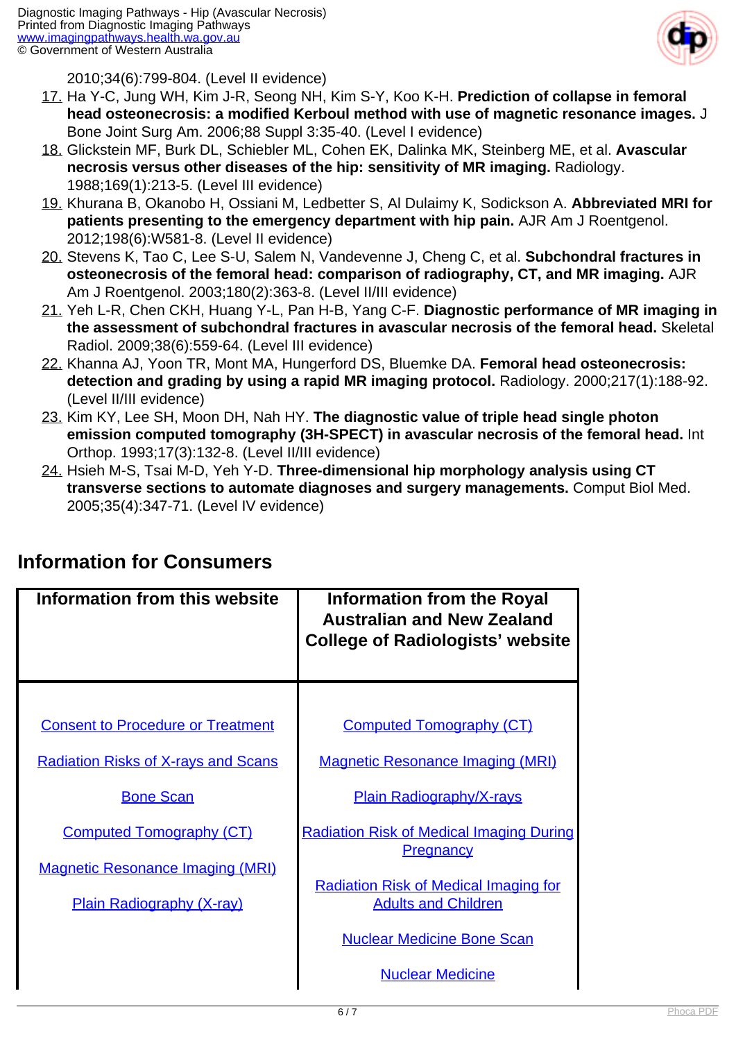2010;34(6):799-804. (Level II evidence)

17. Ha Y-C, Jung WH, Kim J-R, Seong NH, Kim S-Y, Koo K-H. **Prediction of collapse in femoral head osteonecrosis: a modified Kerboul method with use of magnetic resonance images.** J Bone Joint Surg Am. 2006;88 Suppl 3:35-40. (Level I evidence)
18. Glickstein MF, Burk DL, Schiebler ML, Cohen EK, Dalinka MK, Steinberg ME, et al. **Avascular necrosis versus other diseases of the hip: sensitivity of MR imaging.** Radiology. 1988;169(1):213-5. (Level III evidence)
19. Khurana B, Okanobo H, Ossiani M, Ledbetter S, Al Dulaimy K, Sodickson A. **Abbreviated MRI for patients presenting to the emergency department with hip pain.** AJR Am J Roentgenol. 2012;198(6):W581-8. (Level II evidence)
20. Stevens K, Tao C, Lee S-U, Salem N, Vandevenne J, Cheng C, et al. **Subchondral fractures in osteonecrosis of the femoral head: comparison of radiography, CT, and MR imaging.** AJR Am J Roentgenol. 2003;180(2):363-8. (Level II/III evidence)
21. Yeh L-R, Chen CKH, Huang Y-L, Pan H-B, Yang C-F. **Diagnostic performance of MR imaging in the assessment of subchondral fractures in avascular necrosis of the femoral head.** Skeletal Radiol. 2009;38(6):559-64. (Level III evidence)
22. Khanna AJ, Yoon TR, Mont MA, Hungerford DS, Bluemke DA. **Femoral head osteonecrosis: detection and grading by using a rapid MR imaging protocol.** Radiology. 2000;217(1):188-92. (Level II/III evidence)
23. Kim KY, Lee SH, Moon DH, Nah HY. **The diagnostic value of triple head single photon emission computed tomography (3H-SPECT) in avascular necrosis of the femoral head.** Int Orthop. 1993;17(3):132-8. (Level II/III evidence)
24. Hsieh M-S, Tsai M-D, Yeh Y-D. **Three-dimensional hip morphology analysis using CT transverse sections to automate diagnoses and surgery managements.** Comput Biol Med. 2005;35(4):347-71. (Level IV evidence)

## Information for Consumers

| Information from this website | Information from the Royal Australian and New Zealand College of Radiologists' website |
|---|---|
| Consent to Procedure or Treatment | Computed Tomography (CT) |
| Radiation Risks of X-rays and Scans | Magnetic Resonance Imaging (MRI) |
| Bone Scan | Plain Radiography/X-rays |
| Computed Tomography (CT) | Radiation Risk of Medical Imaging During Pregnancy |
| Magnetic Resonance Imaging (MRI) | Radiation Risk of Medical Imaging for Adults and Children |
| Plain Radiography (X-ray) | Nuclear Medicine Bone Scan |
| | Nuclear Medicine |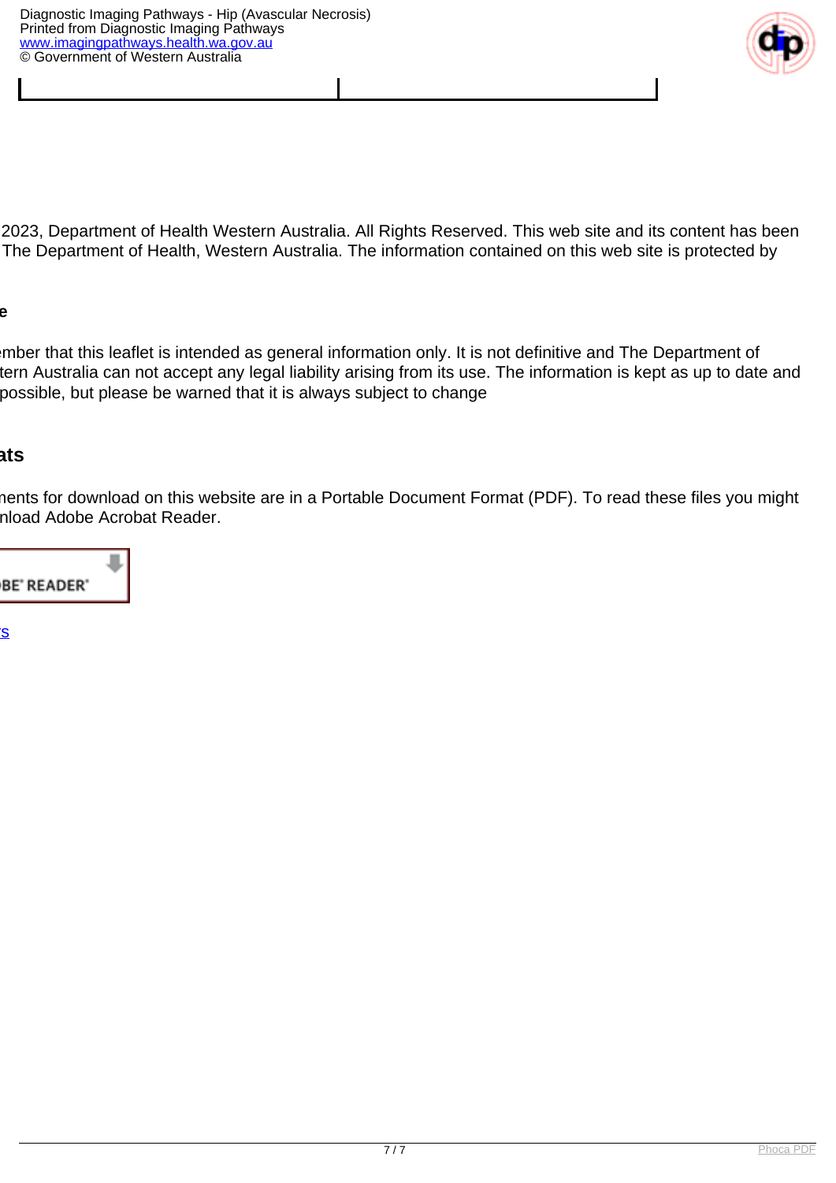2023, Department of Health Western Australia. All Rights Reserved. This web site and its content has been The Department of Health, Western Australia. The information contained on this web site is protected by

**e**

ember that this leaflet is intended as general information only. It is not definitive and The Department of tern Australia can not accept any legal liability arising from its use. The information is kept as up to date and possible, but please be warned that it is always subject to change

## ats

nents for download on this website are in a Portable Document Format (PDF). To read these files you might nload Adobe Acrobat Reader.

BE READER

s